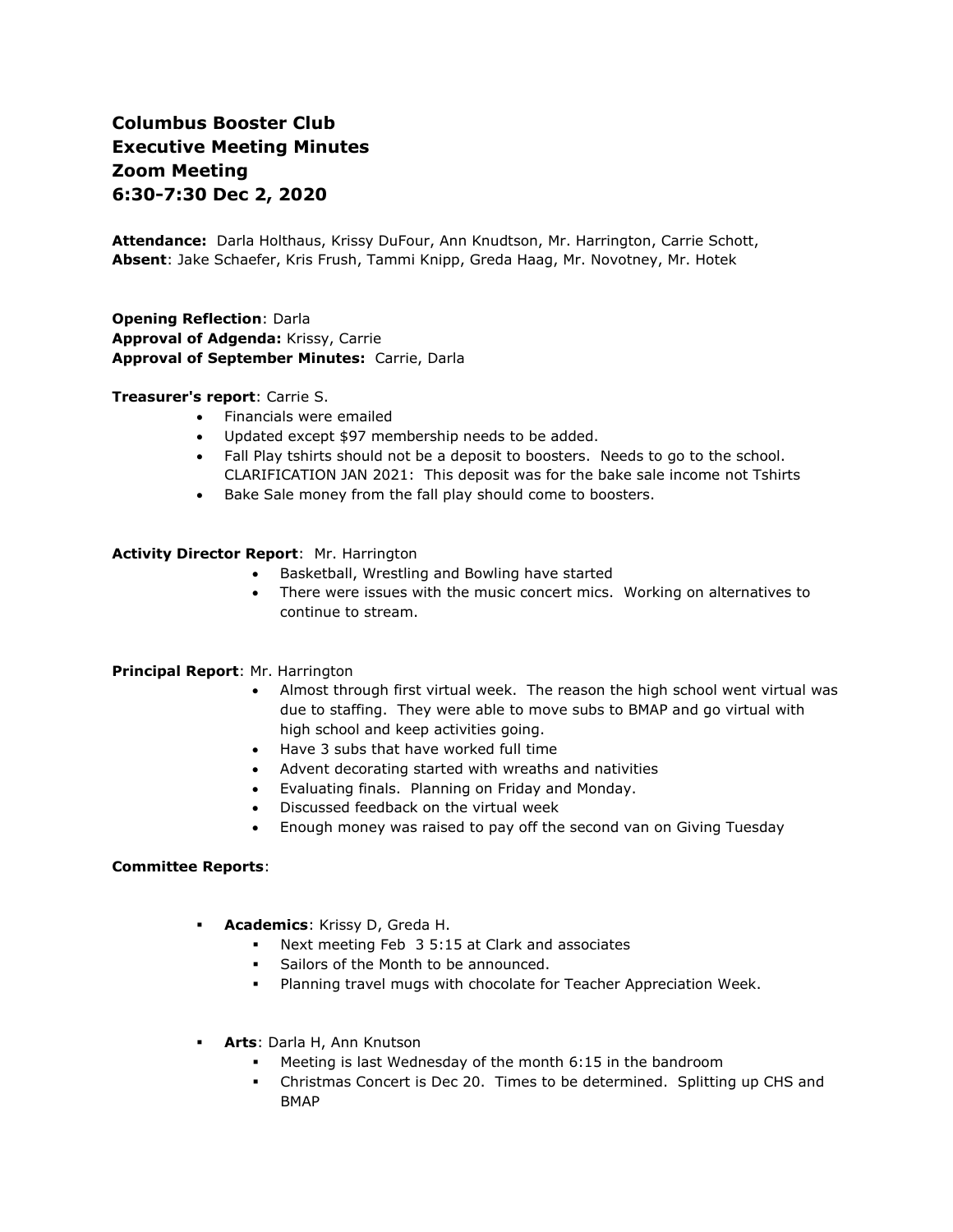**Columbus Booster Club**
**Executive Meeting Minutes**
**Zoom Meeting**
**6:30-7:30 Dec 2, 2020**

**Attendance:** Darla Holthaus, Krissy DuFour, Ann Knudtson, Mr. Harrington, Carrie Schott,
**Absent**: Jake Schaefer, Kris Frush, Tammi Knipp, Greda Haag, Mr. Novotney, Mr. Hotek

**Opening Reflection**: Darla
**Approval of Adgenda:** Krissy, Carrie
**Approval of September Minutes:** Carrie, Darla

**Treasurer's report**: Carrie S.

- Financials were emailed
- Updated except $97 membership needs to be added.
- Fall Play tshirts should not be a deposit to boosters. Needs to go to the school. CLARIFICATION JAN 2021: This deposit was for the bake sale income not Tshirts
- Bake Sale money from the fall play should come to boosters.

**Activity Director Report**: Mr. Harrington

- Basketball, Wrestling and Bowling have started
- There were issues with the music concert mics. Working on alternatives to continue to stream.

**Principal Report**: Mr. Harrington

- Almost through first virtual week. The reason the high school went virtual was due to staffing. They were able to move subs to BMAP and go virtual with high school and keep activities going.
- Have 3 subs that have worked full time
- Advent decorating started with wreaths and nativities
- Evaluating finals. Planning on Friday and Monday.
- Discussed feedback on the virtual week
- Enough money was raised to pay off the second van on Giving Tuesday

**Committee Reports**:

- **Academics**: Krissy D, Greda H.
  - Next meeting Feb 3 5:15 at Clark and associates
  - Sailors of the Month to be announced.
  - Planning travel mugs with chocolate for Teacher Appreciation Week.

- **Arts**: Darla H, Ann Knutson
  - Meeting is last Wednesday of the month 6:15 in the bandroom
  - Christmas Concert is Dec 20. Times to be determined. Splitting up CHS and BMAP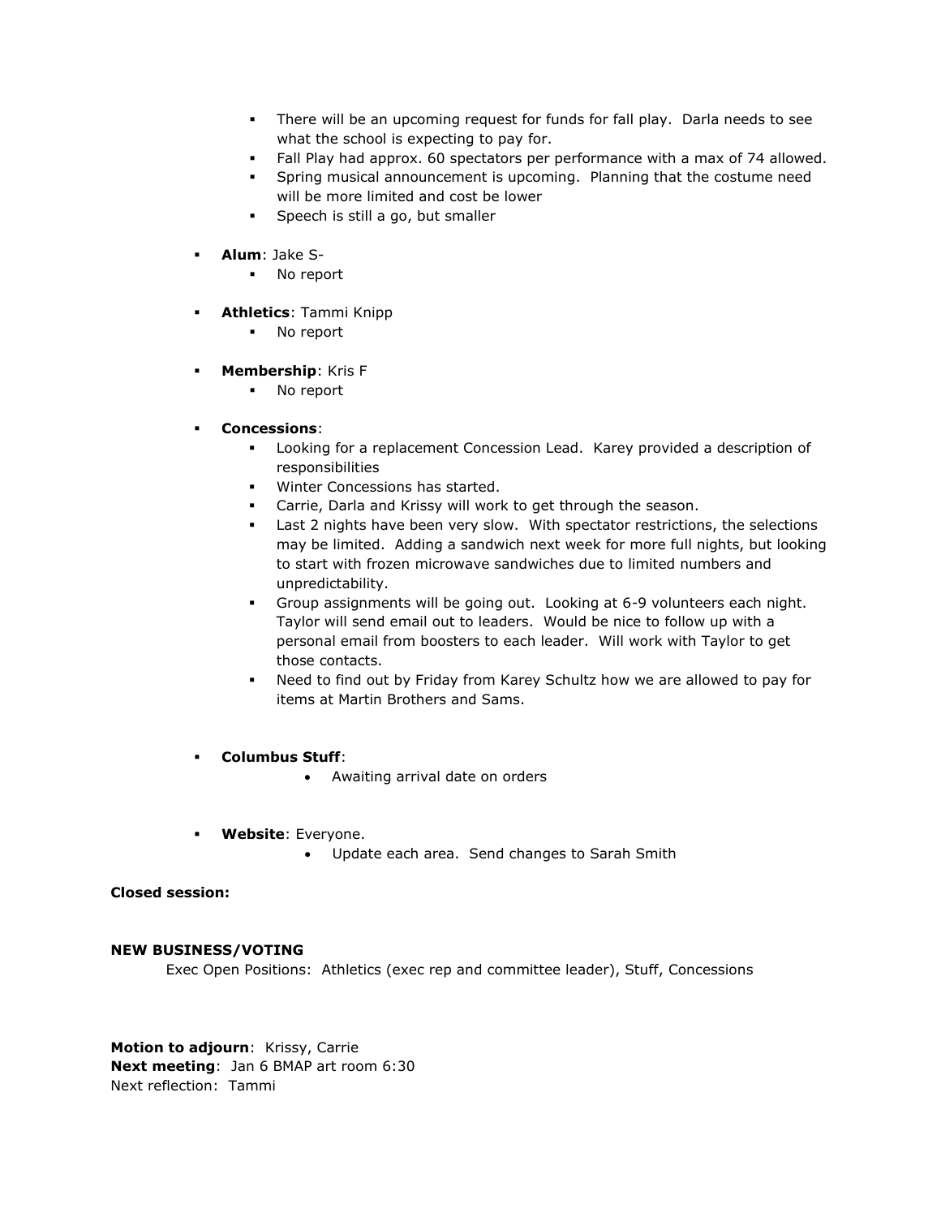- There will be an upcoming request for funds for fall play. Darla needs to see what the school is expecting to pay for.
- Fall Play had approx. 60 spectators per performance with a max of 74 allowed.
- Spring musical announcement is upcoming. Planning that the costume need will be more limited and cost be lower
- Speech is still a go, but smaller

- **Alum**: Jake S-
  - No report

- **Athletics**: Tammi Knipp
  - No report

- **Membership**: Kris F
  - No report

- **Concessions**:
  - Looking for a replacement Concession Lead. Karey provided a description of responsibilities
  - Winter Concessions has started.
  - Carrie, Darla and Krissy will work to get through the season.
  - Last 2 nights have been very slow. With spectator restrictions, the selections may be limited. Adding a sandwich next week for more full nights, but looking to start with frozen microwave sandwiches due to limited numbers and unpredictability.
  - Group assignments will be going out. Looking at 6-9 volunteers each night. Taylor will send email out to leaders. Would be nice to follow up with a personal email from boosters to each leader. Will work with Taylor to get those contacts.
  - Need to find out by Friday from Karey Schultz how we are allowed to pay for items at Martin Brothers and Sams.

- **Columbus Stuff**:
  - Awaiting arrival date on orders

- **Website**: Everyone.
  - Update each area. Send changes to Sarah Smith

**Closed session:**

**NEW BUSINESS/VOTING**

Exec Open Positions: Athletics (exec rep and committee leader), Stuff, Concessions

**Motion to adjourn**: Krissy, Carrie
**Next meeting**: Jan 6 BMAP art room 6:30
Next reflection: Tammi